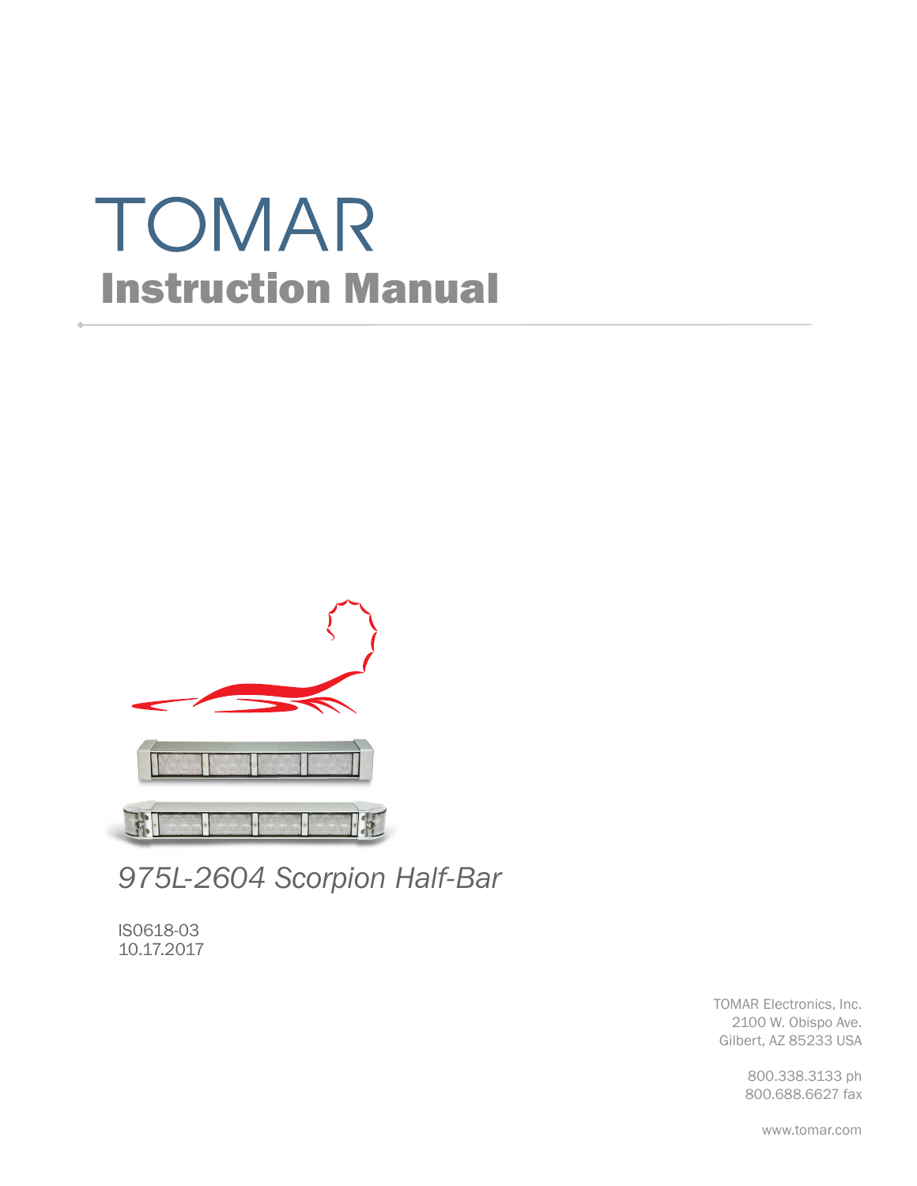# TOMAR

## Instruction Manual

*975L-2604 Scorpion Half-Bar*

IS0618-03
10.17.2017

TOMAR Electronics, Inc.
2100 W. Obispo Ave.
Gilbert, AZ 85233 USA

800.338.3133 ph
800.688.6627 fax

www.tomar.com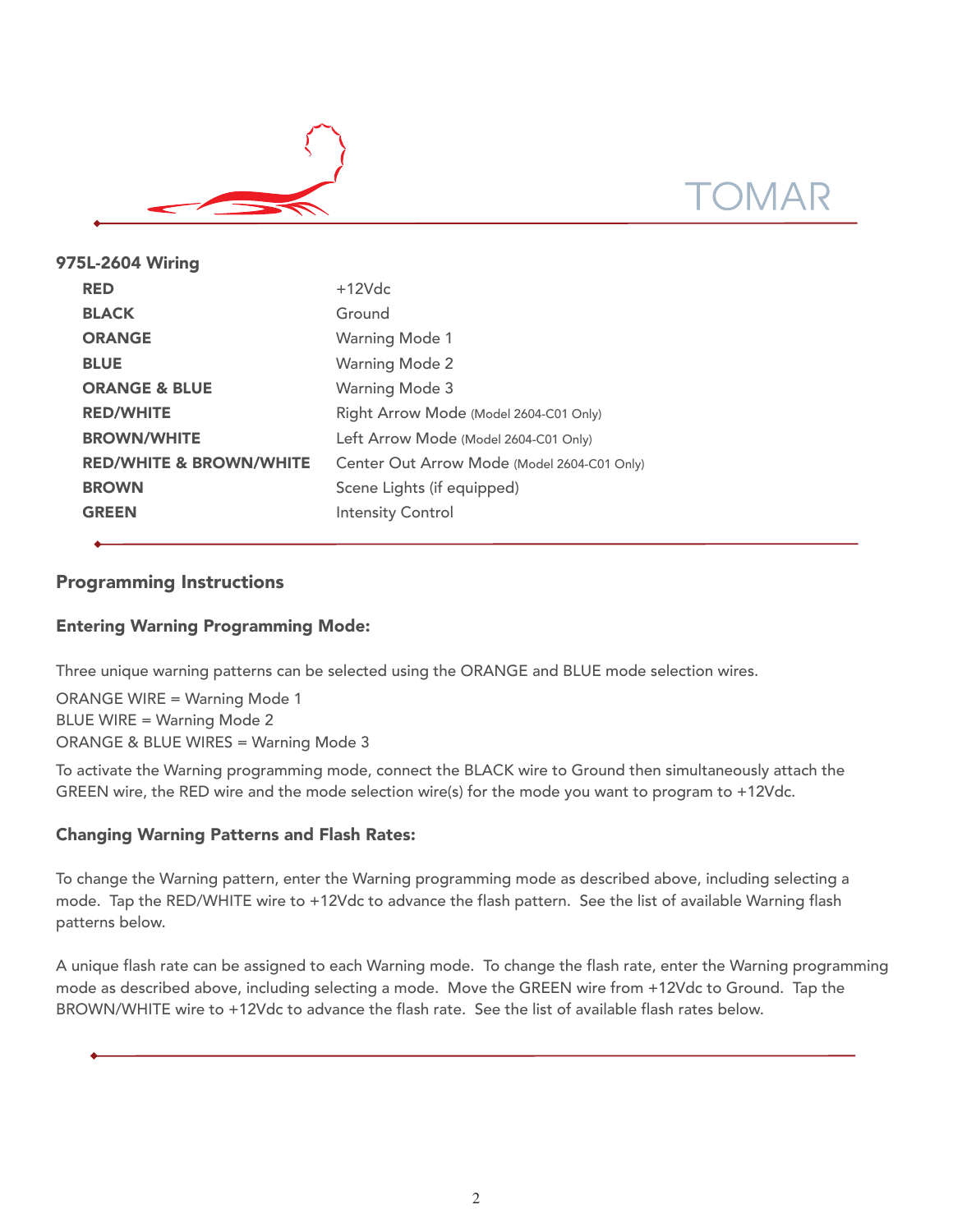## 975L-2604 Wiring

| | |
|---|---|
| **RED** | +12Vdc |
| **BLACK** | Ground |
| **ORANGE** | Warning Mode 1 |
| **BLUE** | Warning Mode 2 |
| **ORANGE & BLUE** | Warning Mode 3 |
| **RED/WHITE** | Right Arrow Mode (Model 2604-C01 Only) |
| **BROWN/WHITE** | Left Arrow Mode (Model 2604-C01 Only) |
| **RED/WHITE & BROWN/WHITE** | Center Out Arrow Mode (Model 2604-C01 Only) |
| **BROWN** | Scene Lights (if equipped) |
| **GREEN** | Intensity Control |

## Programming Instructions

### Entering Warning Programming Mode:

Three unique warning patterns can be selected using the ORANGE and BLUE mode selection wires.

ORANGE WIRE = Warning Mode 1
BLUE WIRE = Warning Mode 2
ORANGE & BLUE WIRES = Warning Mode 3

To activate the Warning programming mode, connect the BLACK wire to Ground then simultaneously attach the GREEN wire, the RED wire and the mode selection wire(s) for the mode you want to program to +12Vdc.

### Changing Warning Patterns and Flash Rates:

To change the Warning pattern, enter the Warning programming mode as described above, including selecting a mode. Tap the RED/WHITE wire to +12Vdc to advance the flash pattern. See the list of available Warning flash patterns below.

A unique flash rate can be assigned to each Warning mode. To change the flash rate, enter the Warning programming mode as described above, including selecting a mode. Move the GREEN wire from +12Vdc to Ground. Tap the BROWN/WHITE wire to +12Vdc to advance the flash rate. See the list of available flash rates below.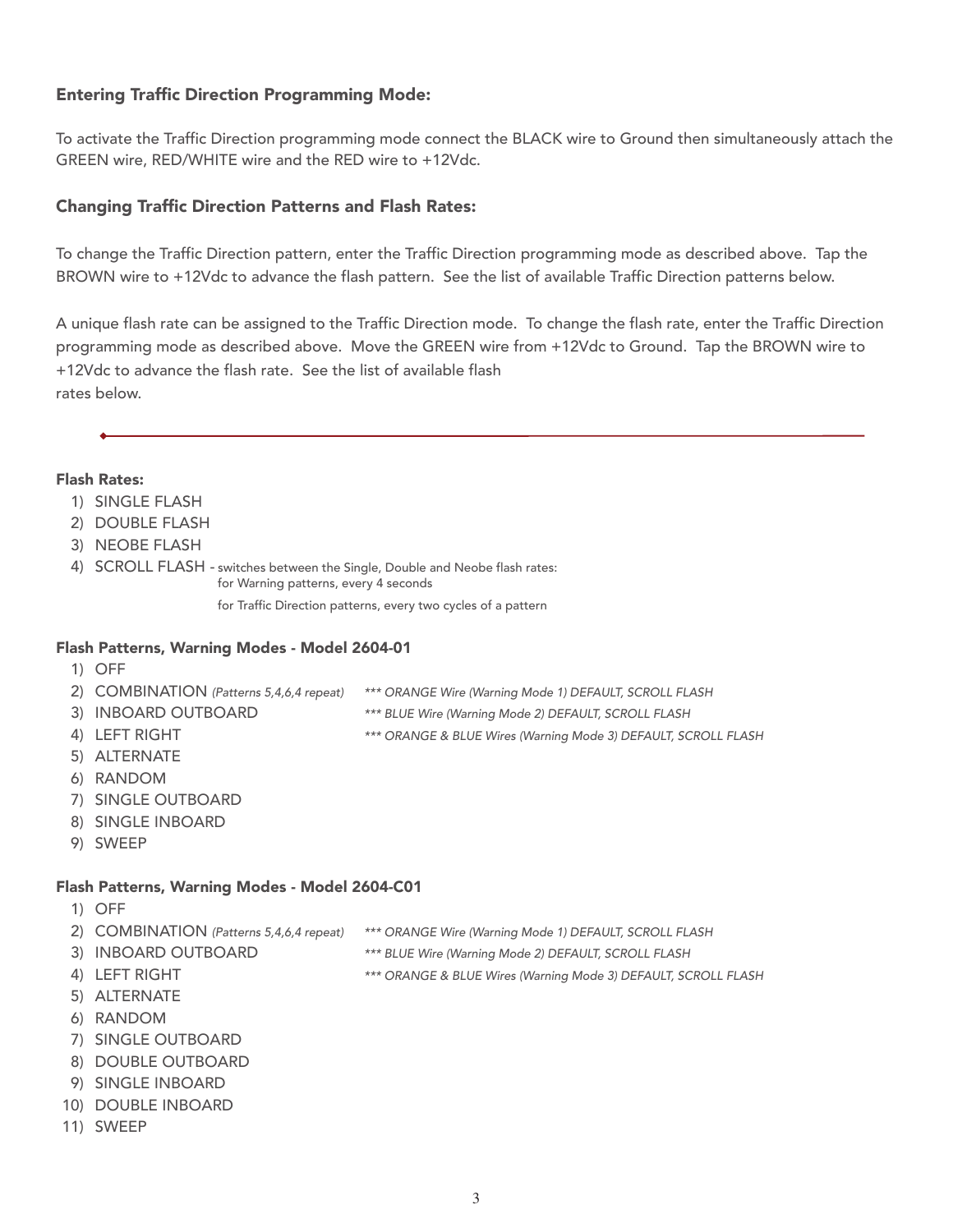## Entering Traffic Direction Programming Mode:

To activate the Traffic Direction programming mode connect the BLACK wire to Ground then simultaneously attach the GREEN wire, RED/WHITE wire and the RED wire to +12Vdc.

## Changing Traffic Direction Patterns and Flash Rates:

To change the Traffic Direction pattern, enter the Traffic Direction programming mode as described above. Tap the BROWN wire to +12Vdc to advance the flash pattern. See the list of available Traffic Direction patterns below.

A unique flash rate can be assigned to the Traffic Direction mode. To change the flash rate, enter the Traffic Direction programming mode as described above. Move the GREEN wire from +12Vdc to Ground. Tap the BROWN wire to +12Vdc to advance the flash rate. See the list of available flash rates below.

---

### Flash Rates:

1) SINGLE FLASH
2) DOUBLE FLASH
3) NEOBE FLASH
4) SCROLL FLASH - switches between the Single, Double and Neobe flash rates:
   for Warning patterns, every 4 seconds
   for Traffic Direction patterns, every two cycles of a pattern

### Flash Patterns, Warning Modes - Model 2604-01

1) OFF
2) COMBINATION *(Patterns 5,4,6,4 repeat)* *** ORANGE Wire (Warning Mode 1) DEFAULT, SCROLL FLASH*
3) INBOARD OUTBOARD *** BLUE Wire (Warning Mode 2) DEFAULT, SCROLL FLASH*
4) LEFT RIGHT *** ORANGE & BLUE Wires (Warning Mode 3) DEFAULT, SCROLL FLASH*
5) ALTERNATE
6) RANDOM
7) SINGLE OUTBOARD
8) SINGLE INBOARD
9) SWEEP

### Flash Patterns, Warning Modes - Model 2604-C01

1) OFF
2) COMBINATION *(Patterns 5,4,6,4 repeat)* *** ORANGE Wire (Warning Mode 1) DEFAULT, SCROLL FLASH*
3) INBOARD OUTBOARD *** BLUE Wire (Warning Mode 2) DEFAULT, SCROLL FLASH*
4) LEFT RIGHT *** ORANGE & BLUE Wires (Warning Mode 3) DEFAULT, SCROLL FLASH*
5) ALTERNATE
6) RANDOM
7) SINGLE OUTBOARD
8) DOUBLE OUTBOARD
9) SINGLE INBOARD
10) DOUBLE INBOARD
11) SWEEP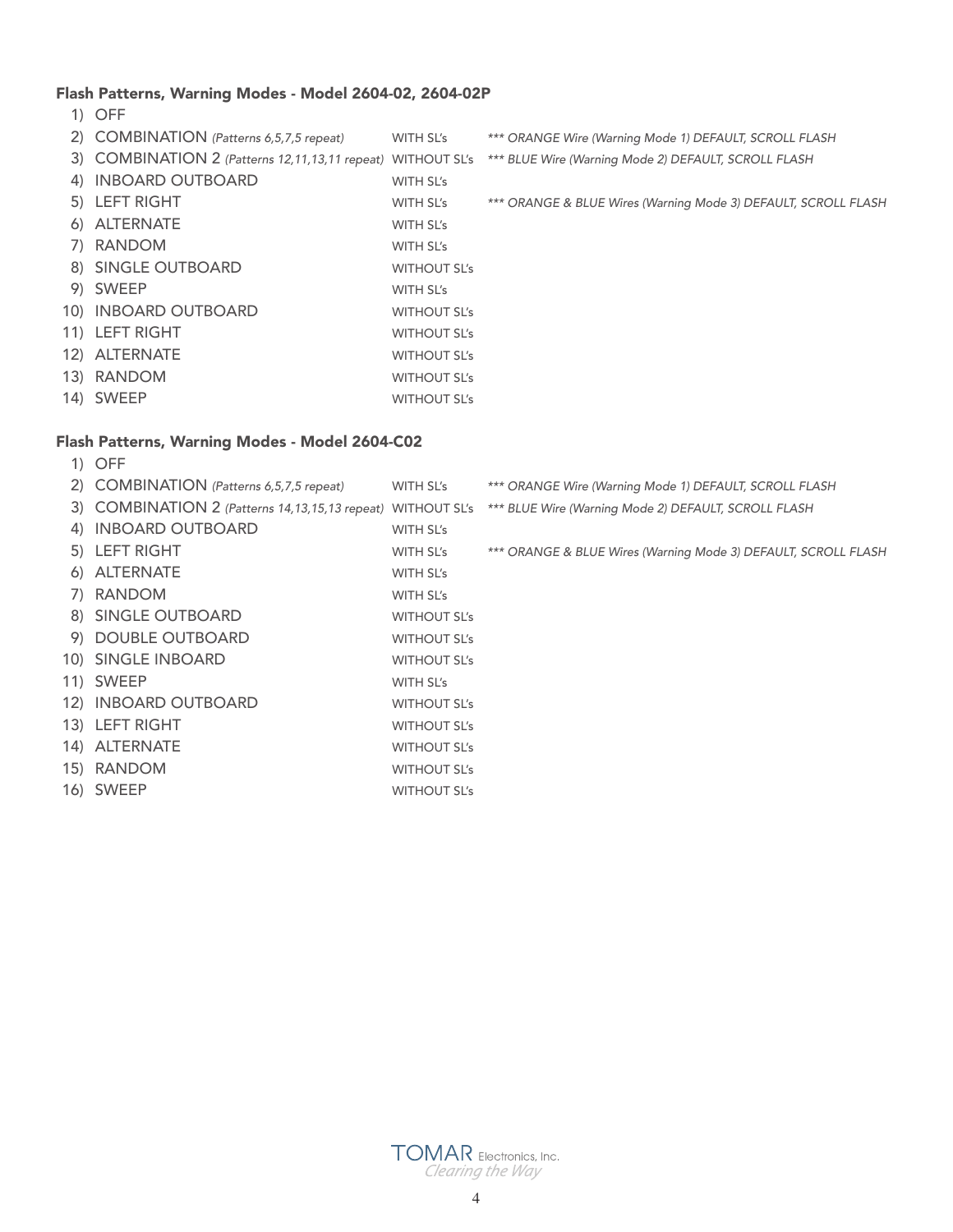### Flash Patterns, Warning Modes - Model 2604-02, 2604-02P

1) OFF
2) COMBINATION *(Patterns 6,5,7,5 repeat)* WITH SL's *\*\*\* ORANGE Wire (Warning Mode 1) DEFAULT, SCROLL FLASH*
3) COMBINATION 2 *(Patterns 12,11,13,11 repeat)* WITHOUT SL's *\*\*\* BLUE Wire (Warning Mode 2) DEFAULT, SCROLL FLASH*
4) INBOARD OUTBOARD WITH SL's
5) LEFT RIGHT WITH SL's *\*\*\* ORANGE & BLUE Wires (Warning Mode 3) DEFAULT, SCROLL FLASH*
6) ALTERNATE WITH SL's
7) RANDOM WITH SL's
8) SINGLE OUTBOARD WITHOUT SL's
9) SWEEP WITH SL's
10) INBOARD OUTBOARD WITHOUT SL's
11) LEFT RIGHT WITHOUT SL's
12) ALTERNATE WITHOUT SL's
13) RANDOM WITHOUT SL's
14) SWEEP WITHOUT SL's

### Flash Patterns, Warning Modes - Model 2604-C02

1) OFF
2) COMBINATION *(Patterns 6,5,7,5 repeat)* WITH SL's *\*\*\* ORANGE Wire (Warning Mode 1) DEFAULT, SCROLL FLASH*
3) COMBINATION 2 *(Patterns 14,13,15,13 repeat)* WITHOUT SL's *\*\*\* BLUE Wire (Warning Mode 2) DEFAULT, SCROLL FLASH*
4) INBOARD OUTBOARD WITH SL's
5) LEFT RIGHT WITH SL's *\*\*\* ORANGE & BLUE Wires (Warning Mode 3) DEFAULT, SCROLL FLASH*
6) ALTERNATE WITH SL's
7) RANDOM WITH SL's
8) SINGLE OUTBOARD WITHOUT SL's
9) DOUBLE OUTBOARD WITHOUT SL's
10) SINGLE INBOARD WITHOUT SL's
11) SWEEP WITH SL's
12) INBOARD OUTBOARD WITHOUT SL's
13) LEFT RIGHT WITHOUT SL's
14) ALTERNATE WITHOUT SL's
15) RANDOM WITHOUT SL's
16) SWEEP WITHOUT SL's

TOMAR Electronics, Inc.
*Clearing the Way*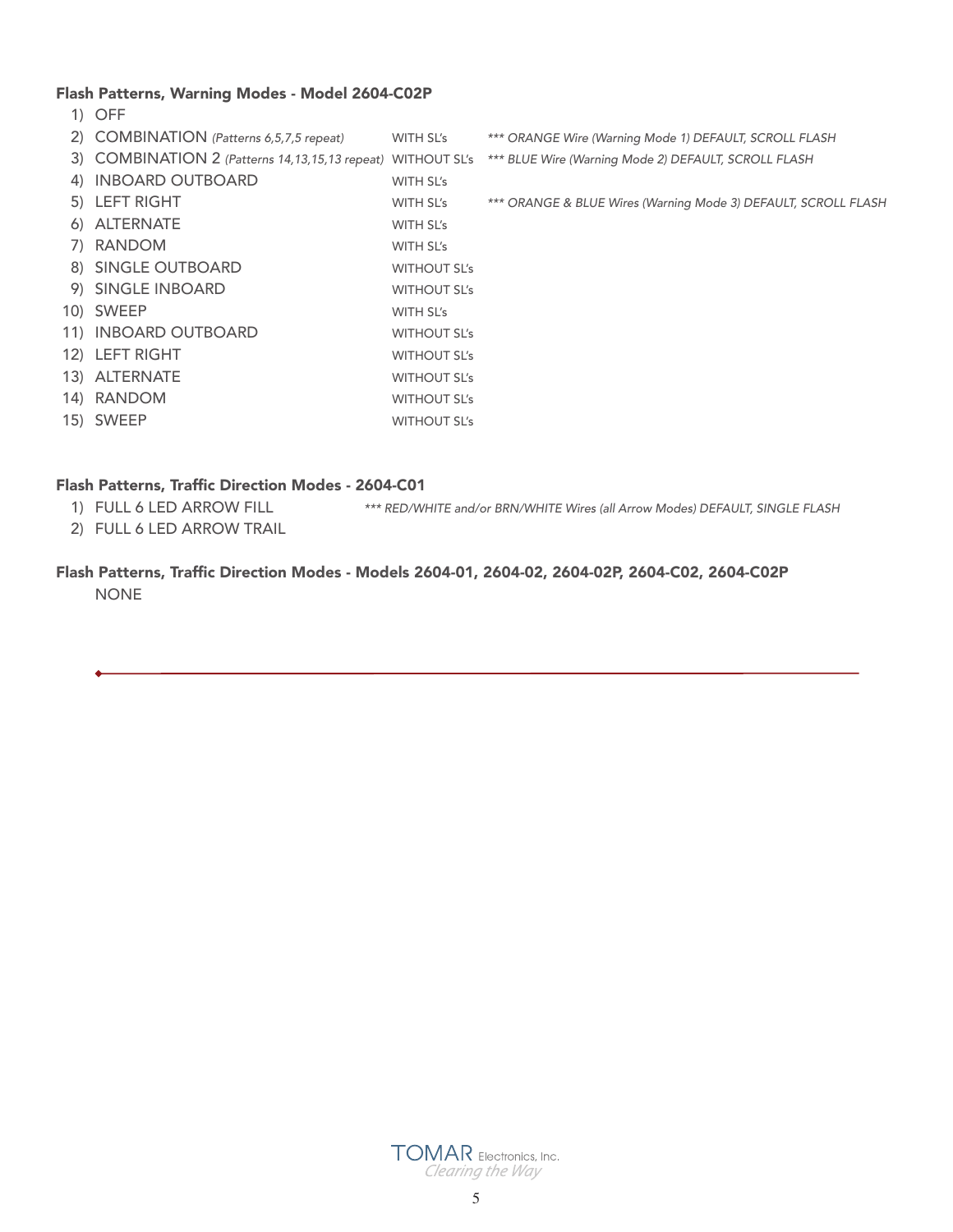**Flash Patterns, Warning Modes - Model 2604-C02P**

| | | | |
|---|---|---|---|
| 1) | OFF | | |
| 2) | COMBINATION *(Patterns 6,5,7,5 repeat)* | WITH SL's | *\*\*\* ORANGE Wire (Warning Mode 1) DEFAULT, SCROLL FLASH* |
| 3) | COMBINATION 2 *(Patterns 14,13,15,13 repeat)* | WITHOUT SL's | *\*\*\* BLUE Wire (Warning Mode 2) DEFAULT, SCROLL FLASH* |
| 4) | INBOARD OUTBOARD | WITH SL's | |
| 5) | LEFT RIGHT | WITH SL's | *\*\*\* ORANGE & BLUE Wires (Warning Mode 3) DEFAULT, SCROLL FLASH* |
| 6) | ALTERNATE | WITH SL's | |
| 7) | RANDOM | WITH SL's | |
| 8) | SINGLE OUTBOARD | WITHOUT SL's | |
| 9) | SINGLE INBOARD | WITHOUT SL's | |
| 10) | SWEEP | WITH SL's | |
| 11) | INBOARD OUTBOARD | WITHOUT SL's | |
| 12) | LEFT RIGHT | WITHOUT SL's | |
| 13) | ALTERNATE | WITHOUT SL's | |
| 14) | RANDOM | WITHOUT SL's | |
| 15) | SWEEP | WITHOUT SL's | |

**Flash Patterns, Traffic Direction Modes - 2604-C01**

1) FULL 6 LED ARROW FILL *\*\*\* RED/WHITE and/or BRN/WHITE Wires (all Arrow Modes) DEFAULT, SINGLE FLASH*
2) FULL 6 LED ARROW TRAIL

**Flash Patterns, Traffic Direction Modes - Models 2604-01, 2604-02, 2604-02P, 2604-C02, 2604-C02P**

NONE

TOMAR Electronics, Inc.
*Clearing the Way*